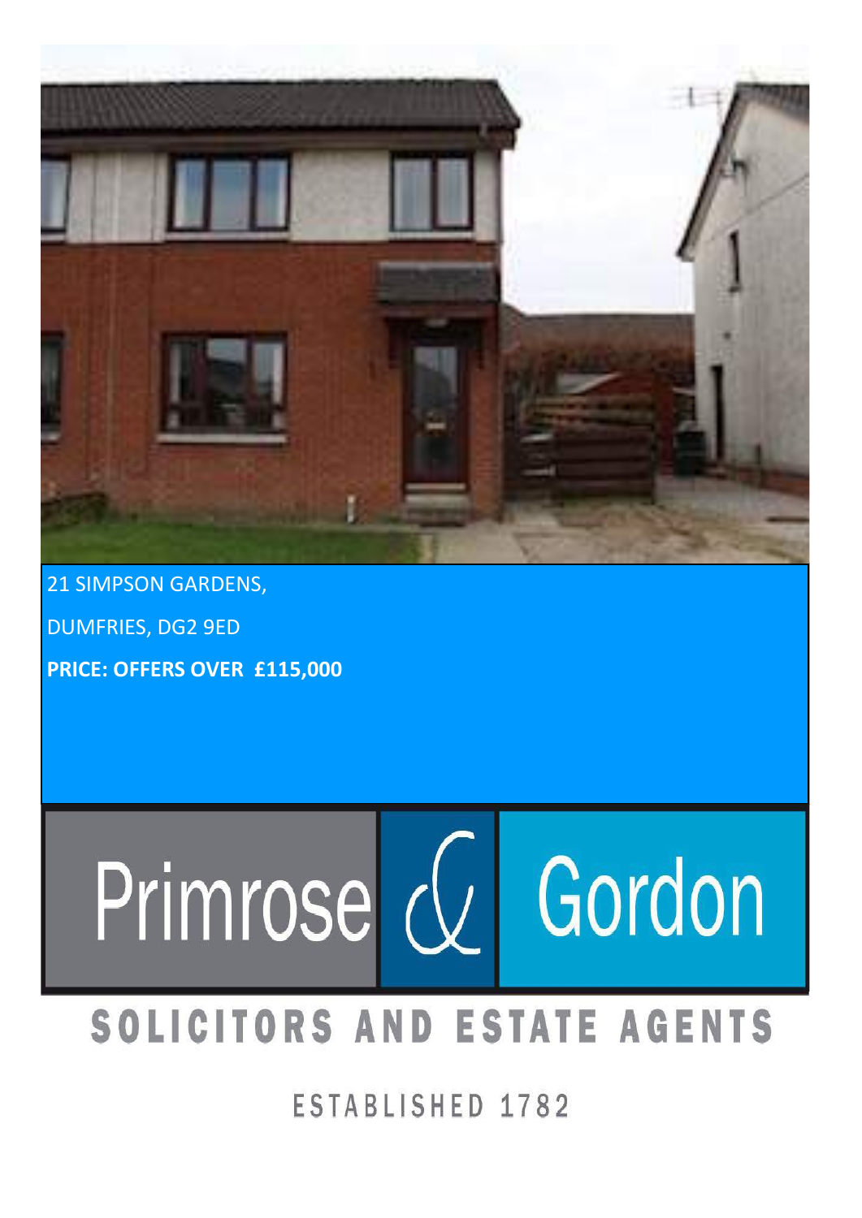21 SIMPSON GARDENS,

DUMFRIES, DG2 9ED

**PRICE: OFFERS OVER £115,000**

Primrose & Gordon

SOLICITORS AND ESTATE AGENTS

ESTABLISHED 1782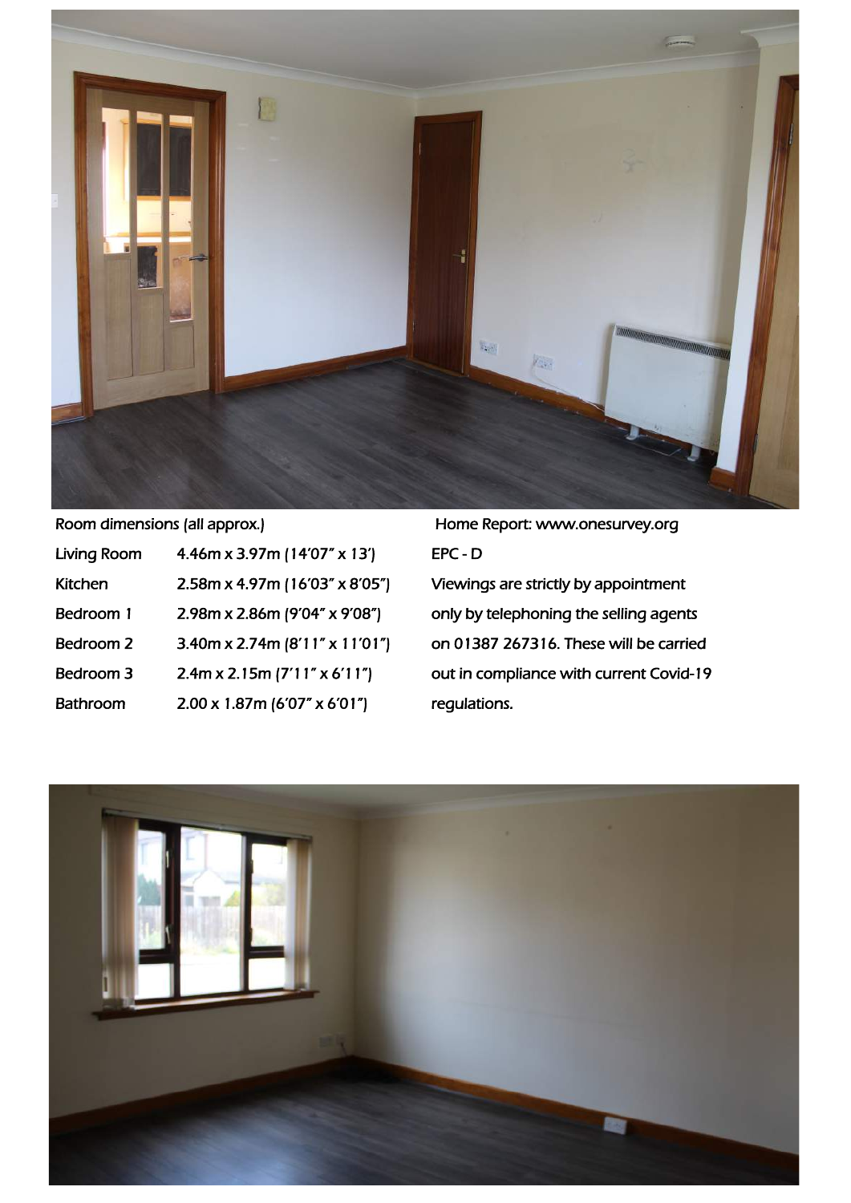Room dimensions (all approx.)

| Room | Dimensions |
|---|---|
| Living Room | 4.46m x 3.97m (14'07" x 13') |
| Kitchen | 2.58m x 4.97m (16'03" x 8'05") |
| Bedroom 1 | 2.98m x 2.86m (9'04" x 9'08") |
| Bedroom 2 | 3.40m x 2.74m (8'11" x 11'01") |
| Bedroom 3 | 2.4m x 2.15m (7'11" x 6'11") |
| Bathroom | 2.00 x 1.87m (6'07" x 6'01") |

Home Report: www.onesurvey.org

EPC - D

Viewings are strictly by appointment only by telephoning the selling agents on 01387 267316. These will be carried out in compliance with current Covid-19 regulations.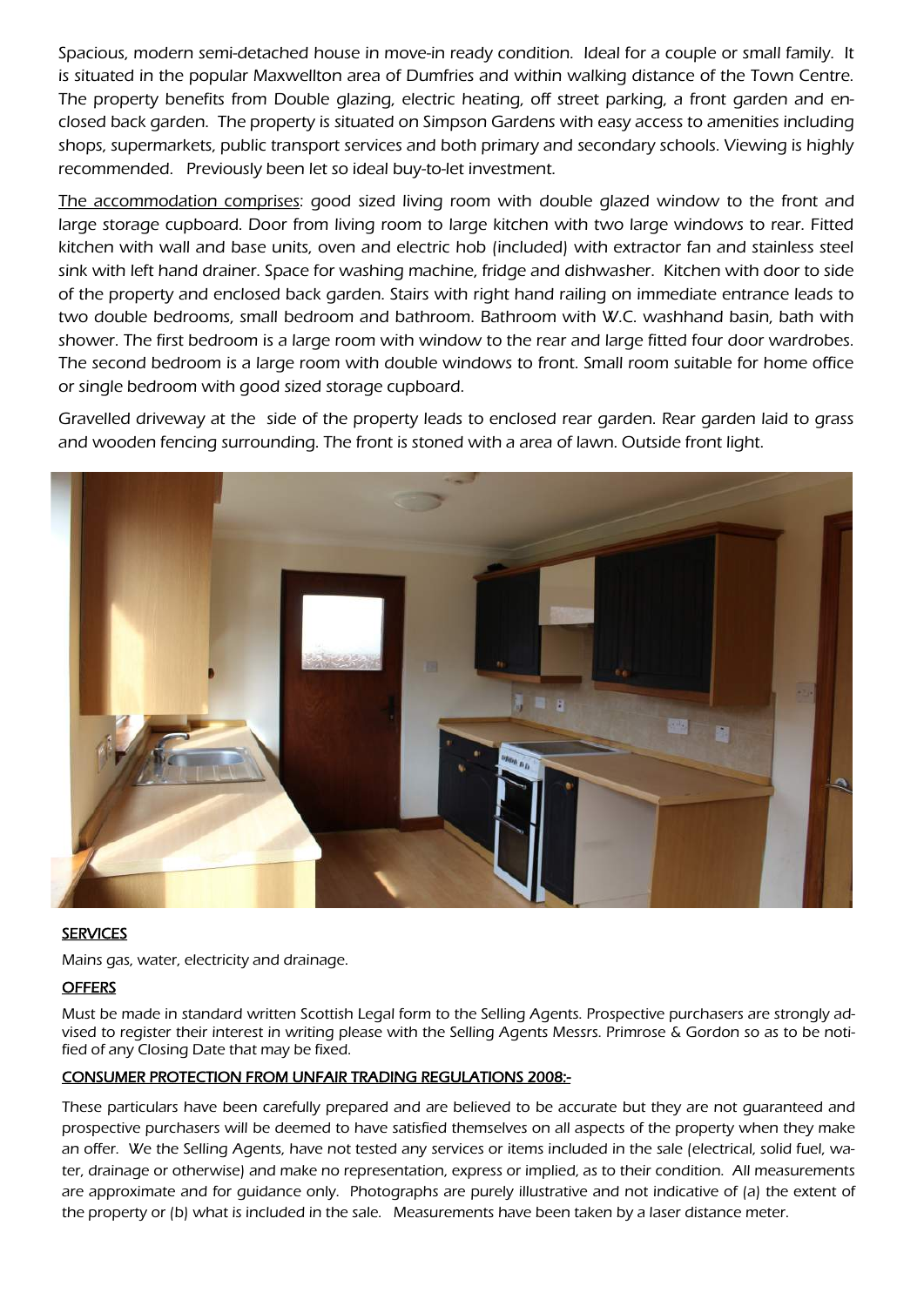Spacious, modern semi-detached house in move-in ready condition. Ideal for a couple or small family. It is situated in the popular Maxwellton area of Dumfries and within walking distance of the Town Centre. The property benefits from Double glazing, electric heating, off street parking, a front garden and enclosed back garden. The property is situated on Simpson Gardens with easy access to amenities including shops, supermarkets, public transport services and both primary and secondary schools. Viewing is highly recommended. Previously been let so ideal buy-to-let investment.

The accommodation comprises: good sized living room with double glazed window to the front and large storage cupboard. Door from living room to large kitchen with two large windows to rear. Fitted kitchen with wall and base units, oven and electric hob (included) with extractor fan and stainless steel sink with left hand drainer. Space for washing machine, fridge and dishwasher. Kitchen with door to side of the property and enclosed back garden. Stairs with right hand railing on immediate entrance leads to two double bedrooms, small bedroom and bathroom. Bathroom with W.C. washhand basin, bath with shower. The first bedroom is a large room with window to the rear and large fitted four door wardrobes. The second bedroom is a large room with double windows to front. Small room suitable for home office or single bedroom with good sized storage cupboard.

Gravelled driveway at the side of the property leads to enclosed rear garden. Rear garden laid to grass and wooden fencing surrounding. The front is stoned with a area of lawn. Outside front light.

## SERVICES

Mains gas, water, electricity and drainage.

## OFFERS

Must be made in standard written Scottish Legal form to the Selling Agents. Prospective purchasers are strongly advised to register their interest in writing please with the Selling Agents Messrs. Primrose & Gordon so as to be notified of any Closing Date that may be fixed.

## CONSUMER PROTECTION FROM UNFAIR TRADING REGULATIONS 2008:-

These particulars have been carefully prepared and are believed to be accurate but they are not guaranteed and prospective purchasers will be deemed to have satisfied themselves on all aspects of the property when they make an offer. We the Selling Agents, have not tested any services or items included in the sale (electrical, solid fuel, water, drainage or otherwise) and make no representation, express or implied, as to their condition. All measurements are approximate and for guidance only. Photographs are purely illustrative and not indicative of (a) the extent of the property or (b) what is included in the sale. Measurements have been taken by a laser distance meter.